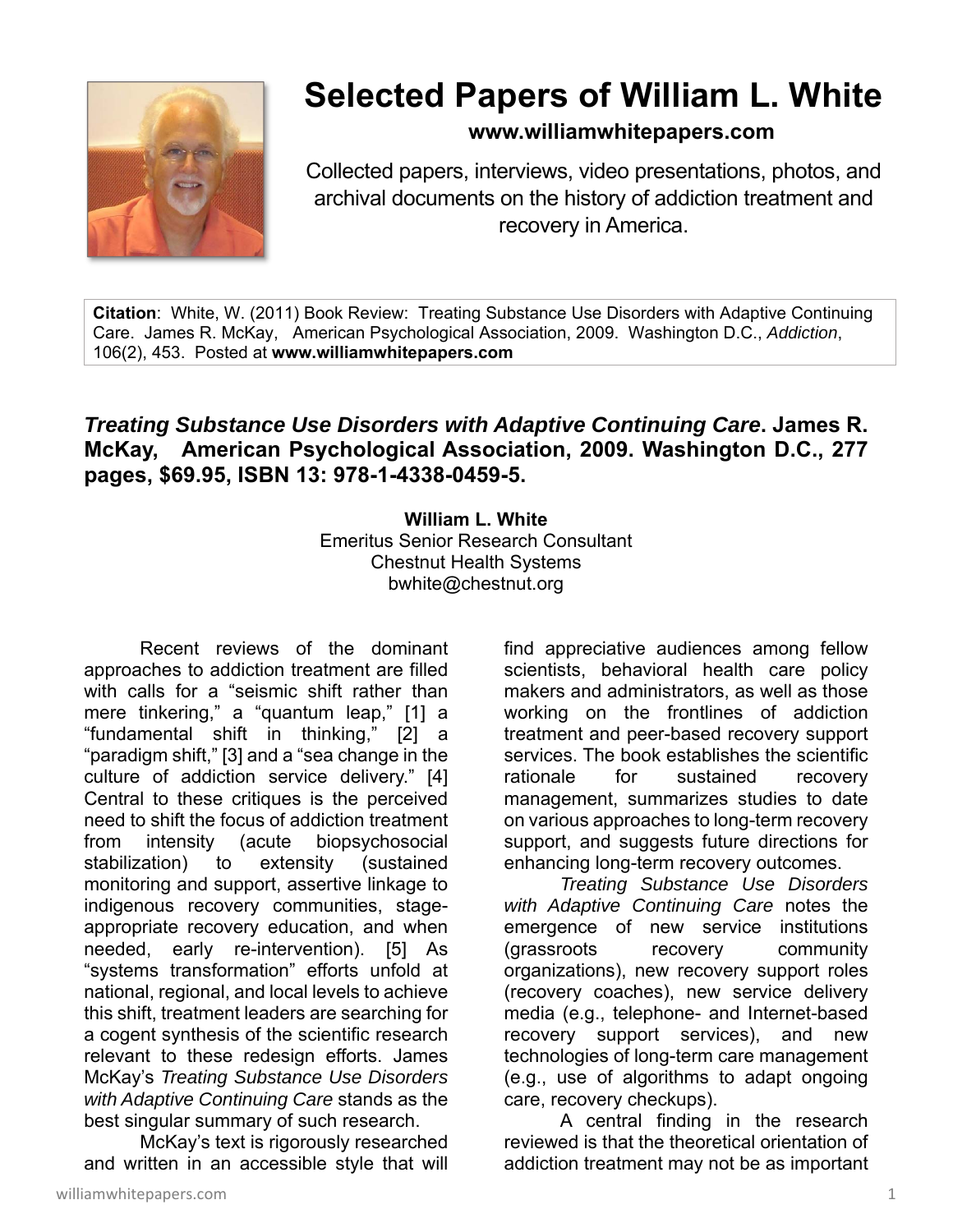# Selected Papers of William L. White

**www.williamwhitepapers.com**

Collected papers, interviews, video presentations, photos, and archival documents on the history of addiction treatment and recovery in America.

**Citation**: White, W. (2011) Book Review: Treating Substance Use Disorders with Adaptive Continuing Care. James R. McKay, American Psychological Association, 2009. Washington D.C., *Addiction*, 106(2), 453. Posted at **www.williamwhitepapers.com**

## *Treating Substance Use Disorders with Adaptive Continuing Care*. James R. McKay, American Psychological Association, 2009. Washington D.C., 277 pages, $69.95, ISBN 13: 978-1-4338-0459-5.

**William L. White**
Emeritus Senior Research Consultant
Chestnut Health Systems
bwhite@chestnut.org

Recent reviews of the dominant approaches to addiction treatment are filled with calls for a "seismic shift rather than mere tinkering," a "quantum leap," [1] a "fundamental shift in thinking," [2] a "paradigm shift," [3] and a "sea change in the culture of addiction service delivery." [4] Central to these critiques is the perceived need to shift the focus of addiction treatment from intensity (acute biopsychosocial stabilization) to extensity (sustained monitoring and support, assertive linkage to indigenous recovery communities, stage-appropriate recovery education, and when needed, early re-intervention). [5] As "systems transformation" efforts unfold at national, regional, and local levels to achieve this shift, treatment leaders are searching for a cogent synthesis of the scientific research relevant to these redesign efforts. James McKay's *Treating Substance Use Disorders with Adaptive Continuing Care* stands as the best singular summary of such research.

McKay's text is rigorously researched and written in an accessible style that will find appreciative audiences among fellow scientists, behavioral health care policy makers and administrators, as well as those working on the frontlines of addiction treatment and peer-based recovery support services. The book establishes the scientific rationale for sustained recovery management, summarizes studies to date on various approaches to long-term recovery support, and suggests future directions for enhancing long-term recovery outcomes.

*Treating Substance Use Disorders with Adaptive Continuing Care* notes the emergence of new service institutions (grassroots recovery community organizations), new recovery support roles (recovery coaches), new service delivery media (e.g., telephone- and Internet-based recovery support services), and new technologies of long-term care management (e.g., use of algorithms to adapt ongoing care, recovery checkups).

A central finding in the research reviewed is that the theoretical orientation of addiction treatment may not be as important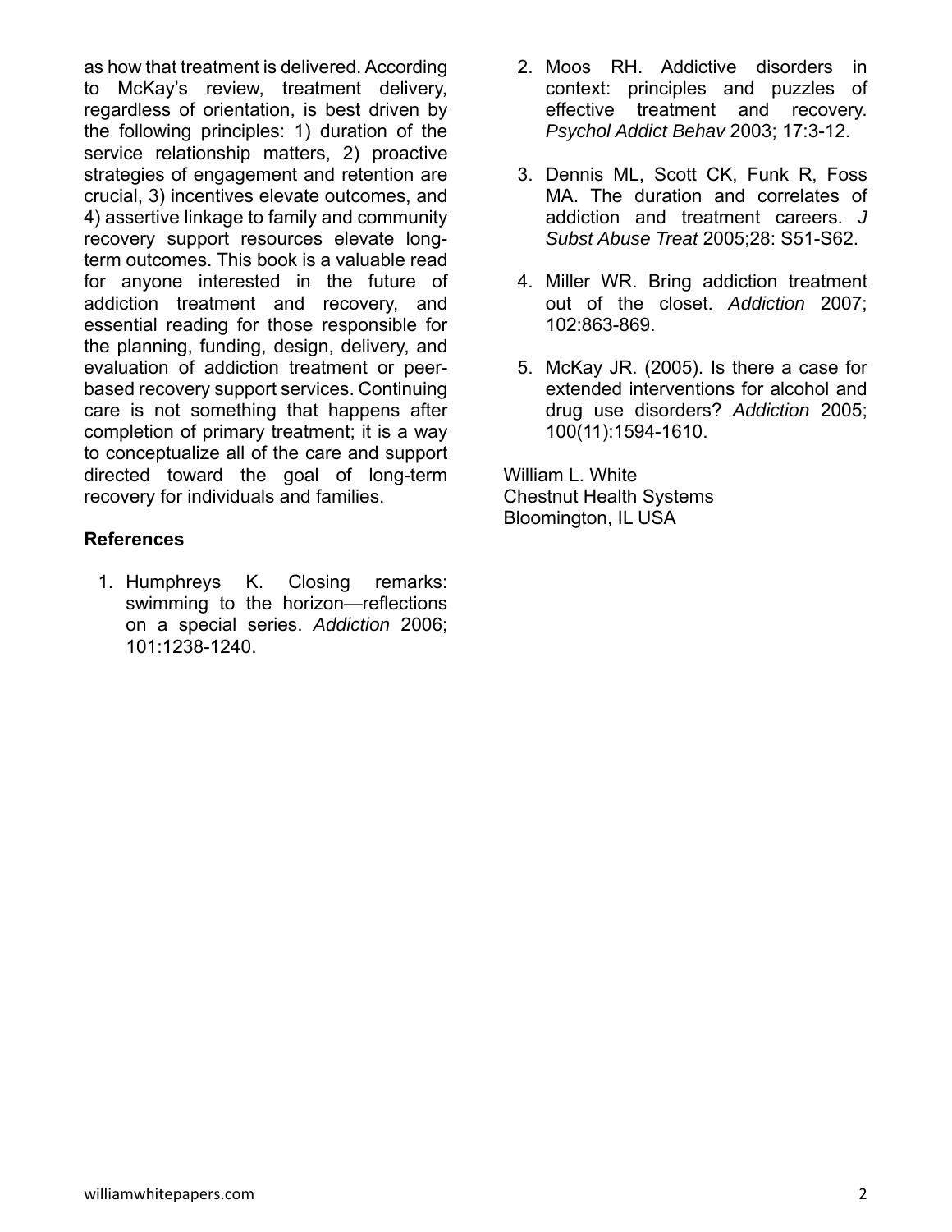as how that treatment is delivered. According to McKay's review, treatment delivery, regardless of orientation, is best driven by the following principles: 1) duration of the service relationship matters, 2) proactive strategies of engagement and retention are crucial, 3) incentives elevate outcomes, and 4) assertive linkage to family and community recovery support resources elevate long-term outcomes. This book is a valuable read for anyone interested in the future of addiction treatment and recovery, and essential reading for those responsible for the planning, funding, design, delivery, and evaluation of addiction treatment or peer-based recovery support services. Continuing care is not something that happens after completion of primary treatment; it is a way to conceptualize all of the care and support directed toward the goal of long-term recovery for individuals and families.

**References**

1. Humphreys K. Closing remarks: swimming to the horizon—reflections on a special series. *Addiction* 2006; 101:1238-1240.
2. Moos RH. Addictive disorders in context: principles and puzzles of effective treatment and recovery. *Psychol Addict Behav* 2003; 17:3-12.
3. Dennis ML, Scott CK, Funk R, Foss MA. The duration and correlates of addiction and treatment careers. *J Subst Abuse Treat* 2005;28: S51-S62.
4. Miller WR. Bring addiction treatment out of the closet. *Addiction* 2007; 102:863-869.
5. McKay JR. (2005). Is there a case for extended interventions for alcohol and drug use disorders? *Addiction* 2005; 100(11):1594-1610.

William L. White
Chestnut Health Systems
Bloomington, IL USA